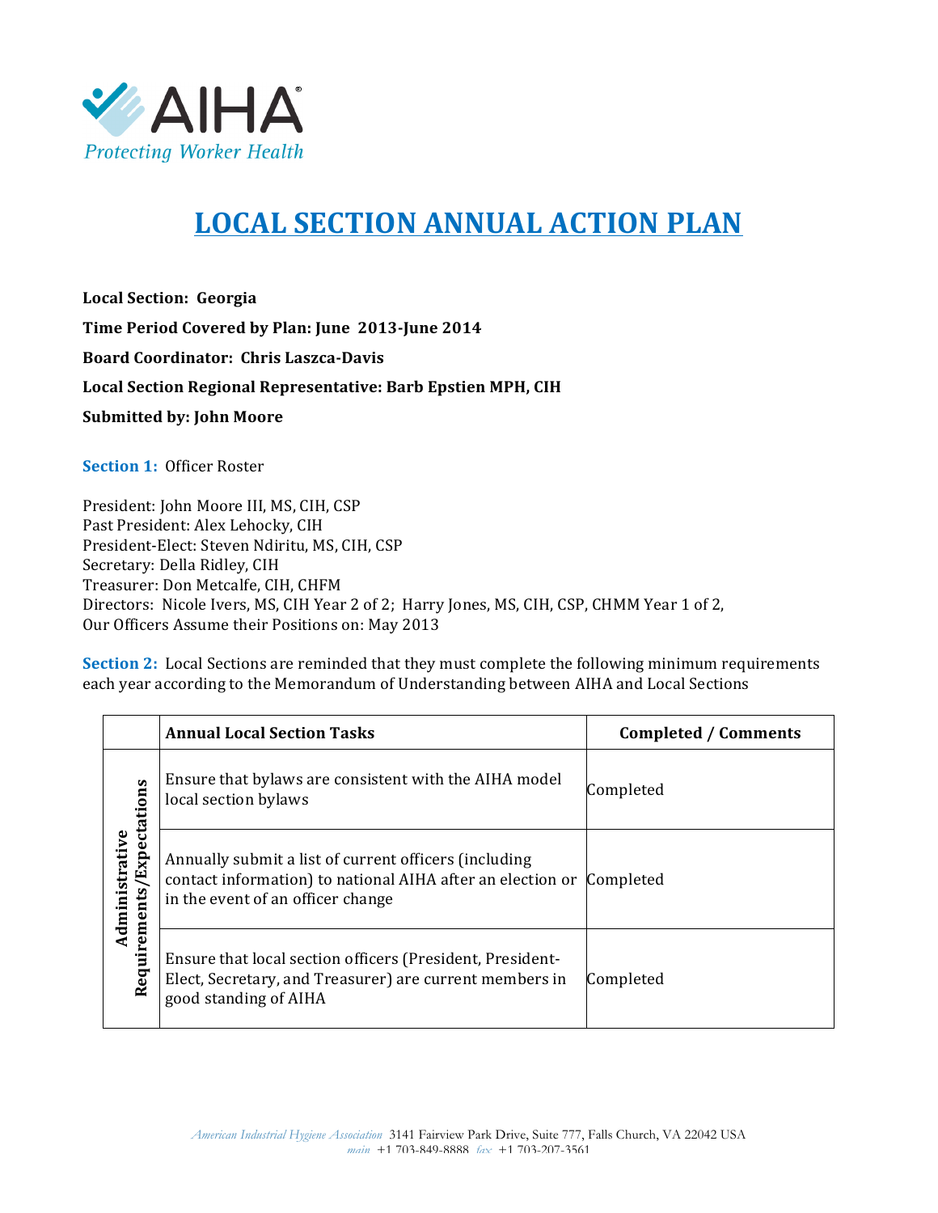AIHA
*Protecting Worker Health*

# LOCAL SECTION ANNUAL ACTION PLAN

**Local Section: Georgia**

**Time Period Covered by Plan: June 2013-June 2014**

**Board Coordinator: Chris Laszca-Davis**

**Local Section Regional Representative: Barb Epstien MPH, CIH**

**Submitted by: John Moore**

**Section 1:** Officer Roster

President: John Moore III, MS, CIH, CSP
Past President: Alex Lehocky, CIH
President-Elect: Steven Ndiritu, MS, CIH, CSP
Secretary: Della Ridley, CIH
Treasurer: Don Metcalfe, CIH, CHFM
Directors: Nicole Ivers, MS, CIH Year 2 of 2; Harry Jones, MS, CIH, CSP, CHMM Year 1 of 2,
Our Officers Assume their Positions on: May 2013

**Section 2:** Local Sections are reminded that they must complete the following minimum requirements each year according to the Memorandum of Understanding between AIHA and Local Sections

| | Annual Local Section Tasks | Completed / Comments |
|---|---|---|
| Administrative Requirements/Expectations | Ensure that bylaws are consistent with the AIHA model local section bylaws | Completed |
| | Annually submit a list of current officers (including contact information) to national AIHA after an election or in the event of an officer change | Completed |
| | Ensure that local section officers (President, President-Elect, Secretary, and Treasurer) are current members in good standing of AIHA | Completed |

*American Industrial Hygiene Association* 3141 Fairview Park Drive, Suite 777, Falls Church, VA 22042 USA
*main* +1 703-849-8888 *fax* +1 703-207-3561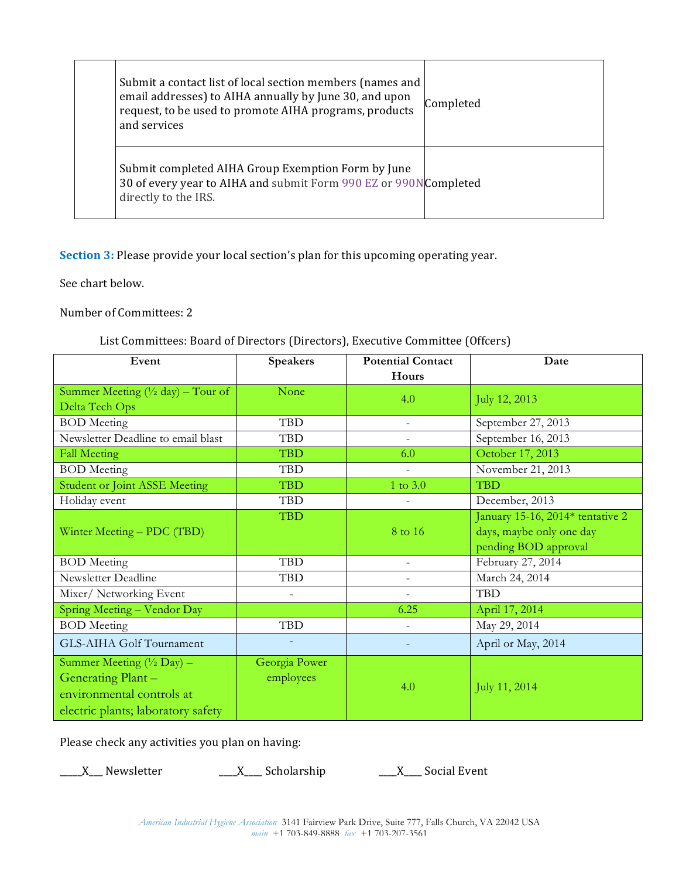| | | |
|---|---|---|
| | Submit a contact list of local section members (names and email addresses) to AIHA annually by June 30, and upon request, to be used to promote AIHA programs, products and services | Completed |
| | Submit completed AIHA Group Exemption Form by June 30 of every year to AIHA and submit Form 990 EZ or 990N directly to the IRS. | Completed |

**Section 3:** Please provide your local section's plan for this upcoming operating year.

See chart below.

Number of Committees: 2

List Committees: Board of Directors (Directors), Executive Committee (Offcers)

| Event | Speakers | Potential Contact Hours | Date |
|---|---|---|---|
| Summer Meeting (½ day) – Tour of Delta Tech Ops | None | 4.0 | July 12, 2013 |
| BOD Meeting | TBD | - | September 27, 2013 |
| Newsletter Deadline to email blast | TBD | - | September 16, 2013 |
| Fall Meeting | TBD | 6.0 | October 17, 2013 |
| BOD Meeting | TBD | - | November 21, 2013 |
| Student or Joint ASSE Meeting | TBD | 1 to 3.0 | TBD |
| Holiday event | TBD | - | December, 2013 |
| Winter Meeting – PDC (TBD) | TBD | 8 to 16 | January 15-16, 2014* tentative 2 days, maybe only one day pending BOD approval |
| BOD Meeting | TBD | - | February 27, 2014 |
| Newsletter Deadline | TBD | - | March 24, 2014 |
| Mixer/ Networking Event | - | - | TBD |
| Spring Meeting – Vendor Day | | 6.25 | April 17, 2014 |
| BOD Meeting | TBD | - | May 29, 2014 |
| GLS-AIHA Golf Tournament | - | - | April or May, 2014 |
| Summer Meeting (½ Day) – Generating Plant – environmental controls at electric plants; laboratory safety | Georgia Power employees | 4.0 | July 11, 2014 |

Please check any activities you plan on having:

____X___ Newsletter ___X___ Scholarship ___X___ Social Event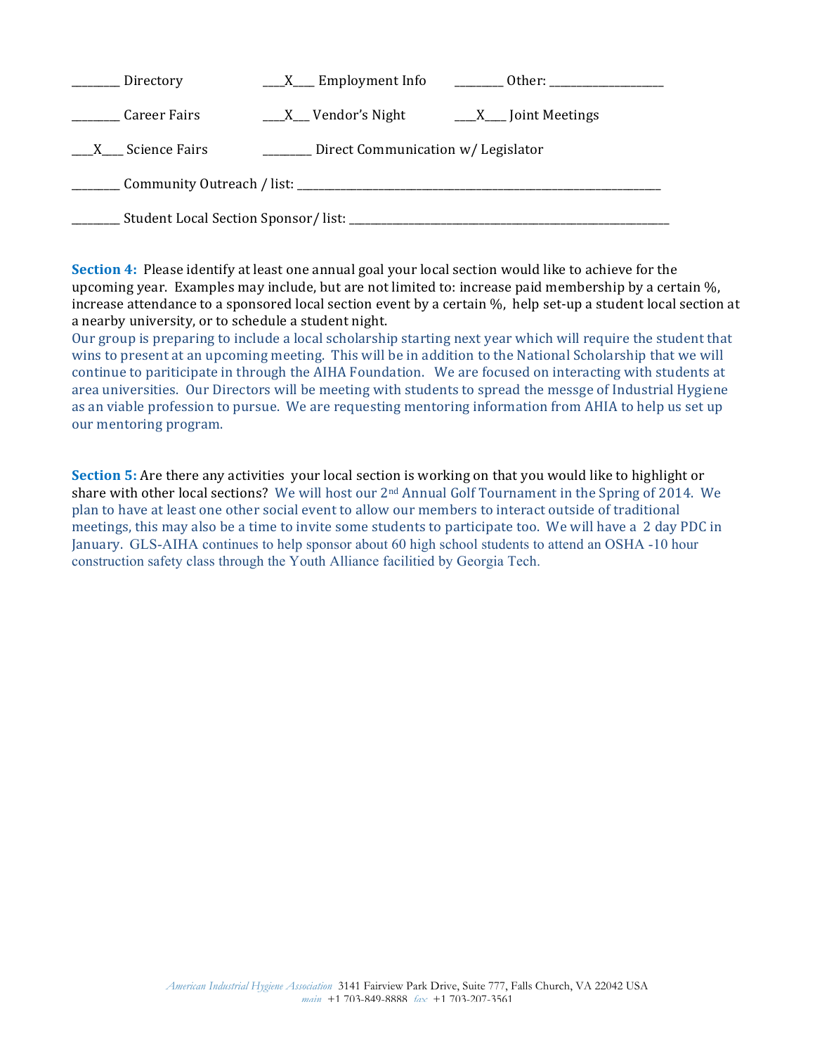________ Directory ____X____ Employment Info ________ Other: ____________________

________ Career Fairs ____X___ Vendor's Night ____X____ Joint Meetings

____X____ Science Fairs ________ Direct Communication w/ Legislator

________ Community Outreach / list: ______________________________________________________________________

________ Student Local Section Sponsor/ list: ____________________________________________________________

**Section 4:** Please identify at least one annual goal your local section would like to achieve for the upcoming year. Examples may include, but are not limited to: increase paid membership by a certain %, increase attendance to a sponsored local section event by a certain %, help set-up a student local section at a nearby university, or to schedule a student night.
Our group is preparing to include a local scholarship starting next year which will require the student that wins to present at an upcoming meeting. This will be in addition to the National Scholarship that we will continue to pariticipate in through the AIHA Foundation. We are focused on interacting with students at area universities. Our Directors will be meeting with students to spread the messge of Industrial Hygiene as an viable profession to pursue. We are requesting mentoring information from AHIA to help us set up our mentoring program.

**Section 5:** Are there any activities your local section is working on that you would like to highlight or share with other local sections? We will host our 2nd Annual Golf Tournament in the Spring of 2014. We plan to have at least one other social event to allow our members to interact outside of traditional meetings, this may also be a time to invite some students to participate too. We will have a 2 day PDC in January. GLS-AIHA continues to help sponsor about 60 high school students to attend an OSHA -10 hour construction safety class through the Youth Alliance facilitied by Georgia Tech.